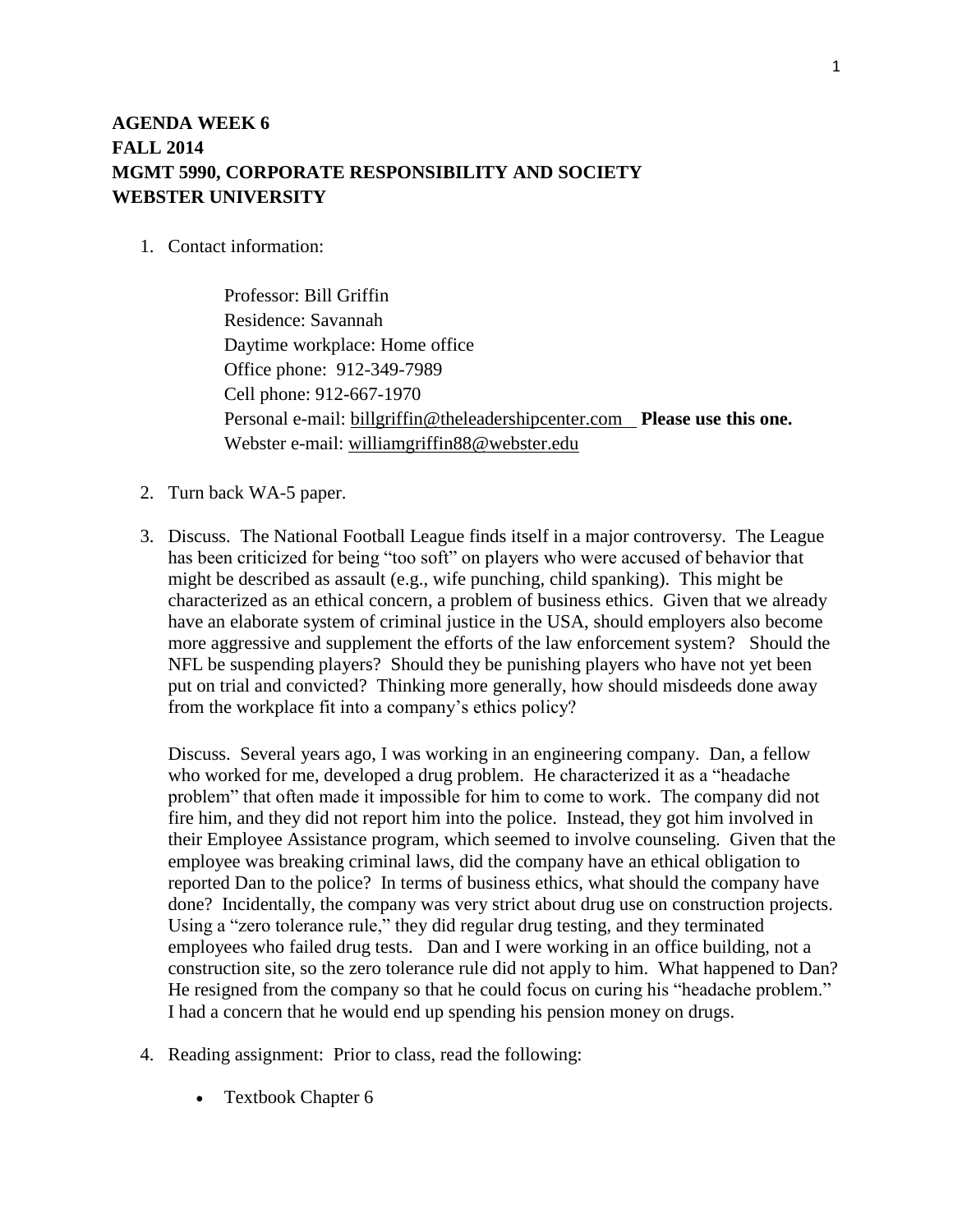**AGENDA WEEK 6**
**FALL 2014**
**MGMT 5990, CORPORATE RESPONSIBILITY AND SOCIETY**
**WEBSTER UNIVERSITY**

1. Contact information:

   Professor: Bill Griffin
   Residence: Savannah
   Daytime workplace: Home office
   Office phone: 912-349-7989
   Cell phone: 912-667-1970
   Personal e-mail: billgriffin@theleadershipcenter.com **Please use this one.**
   Webster e-mail: williamgriffin88@webster.edu

2. Turn back WA-5 paper.

3. Discuss. The National Football League finds itself in a major controversy. The League has been criticized for being "too soft" on players who were accused of behavior that might be described as assault (e.g., wife punching, child spanking). This might be characterized as an ethical concern, a problem of business ethics. Given that we already have an elaborate system of criminal justice in the USA, should employers also become more aggressive and supplement the efforts of the law enforcement system? Should the NFL be suspending players? Should they be punishing players who have not yet been put on trial and convicted? Thinking more generally, how should misdeeds done away from the workplace fit into a company's ethics policy?

   Discuss. Several years ago, I was working in an engineering company. Dan, a fellow who worked for me, developed a drug problem. He characterized it as a "headache problem" that often made it impossible for him to come to work. The company did not fire him, and they did not report him into the police. Instead, they got him involved in their Employee Assistance program, which seemed to involve counseling. Given that the employee was breaking criminal laws, did the company have an ethical obligation to reported Dan to the police? In terms of business ethics, what should the company have done? Incidentally, the company was very strict about drug use on construction projects. Using a "zero tolerance rule," they did regular drug testing, and they terminated employees who failed drug tests. Dan and I were working in an office building, not a construction site, so the zero tolerance rule did not apply to him. What happened to Dan? He resigned from the company so that he could focus on curing his "headache problem." I had a concern that he would end up spending his pension money on drugs.

4. Reading assignment: Prior to class, read the following:

   - Textbook Chapter 6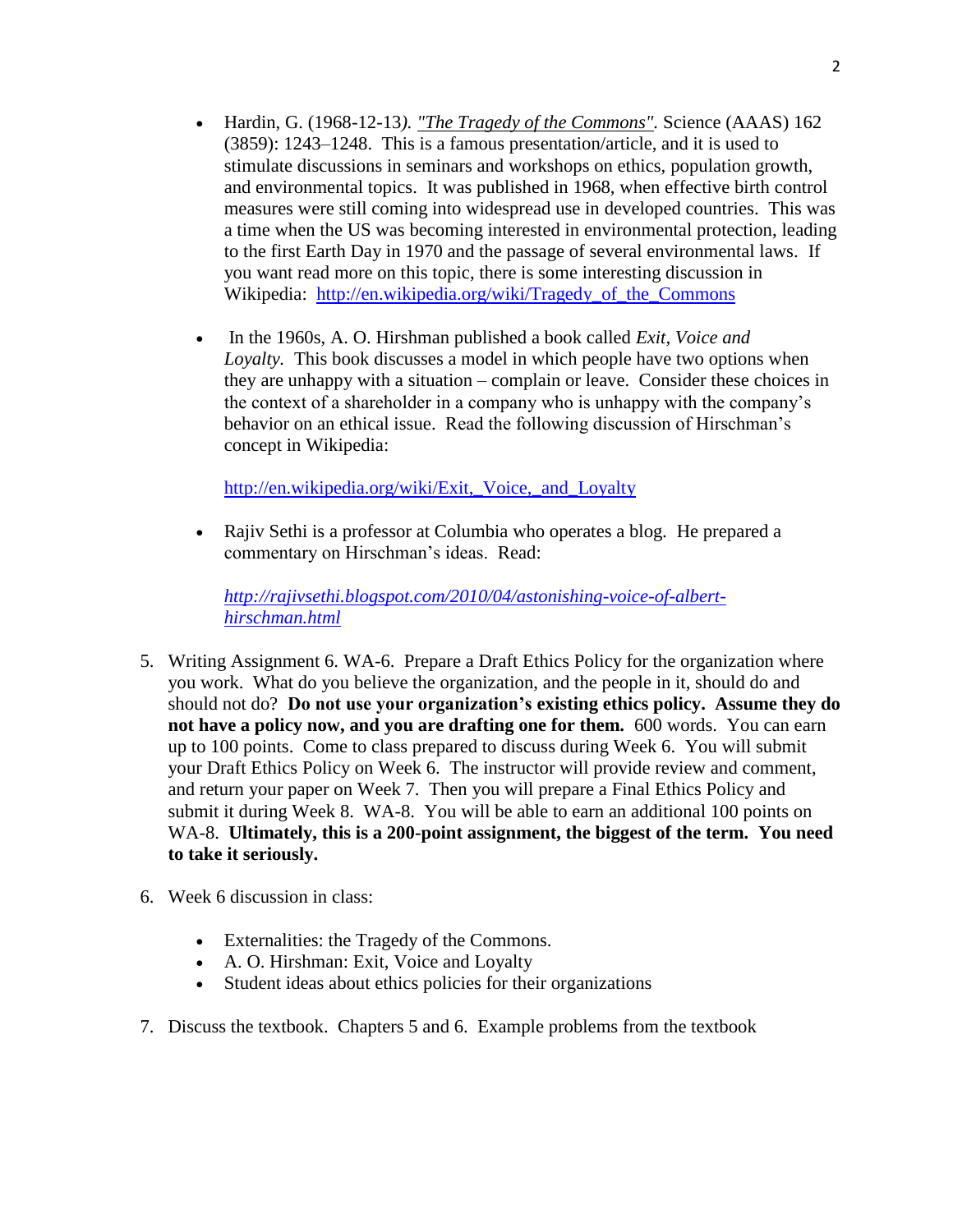- Hardin, G. (1968-12-13*). "The Tragedy of the Commons".* Science (AAAS) 162 (3859): 1243–1248. This is a famous presentation/article, and it is used to stimulate discussions in seminars and workshops on ethics, population growth, and environmental topics. It was published in 1968, when effective birth control measures were still coming into widespread use in developed countries. This was a time when the US was becoming interested in environmental protection, leading to the first Earth Day in 1970 and the passage of several environmental laws. If you want read more on this topic, there is some interesting discussion in Wikipedia: http://en.wikipedia.org/wiki/Tragedy_of_the_Commons

- In the 1960s, A. O. Hirshman published a book called *Exit, Voice and Loyalty.* This book discusses a model in which people have two options when they are unhappy with a situation – complain or leave. Consider these choices in the context of a shareholder in a company who is unhappy with the company's behavior on an ethical issue. Read the following discussion of Hirschman's concept in Wikipedia:

  http://en.wikipedia.org/wiki/Exit,_Voice,_and_Loyalty

- Rajiv Sethi is a professor at Columbia who operates a blog. He prepared a commentary on Hirschman's ideas. Read:

  *http://rajivsethi.blogspot.com/2010/04/astonishing-voice-of-albert-hirschman.html*

5. Writing Assignment 6. WA-6. Prepare a Draft Ethics Policy for the organization where you work. What do you believe the organization, and the people in it, should do and should not do? **Do not use your organization's existing ethics policy. Assume they do not have a policy now, and you are drafting one for them.** 600 words. You can earn up to 100 points. Come to class prepared to discuss during Week 6. You will submit your Draft Ethics Policy on Week 6. The instructor will provide review and comment, and return your paper on Week 7. Then you will prepare a Final Ethics Policy and submit it during Week 8. WA-8. You will be able to earn an additional 100 points on WA-8. **Ultimately, this is a 200-point assignment, the biggest of the term. You need to take it seriously.**

6. Week 6 discussion in class:

   - Externalities: the Tragedy of the Commons.
   - A. O. Hirshman: Exit, Voice and Loyalty
   - Student ideas about ethics policies for their organizations

7. Discuss the textbook. Chapters 5 and 6. Example problems from the textbook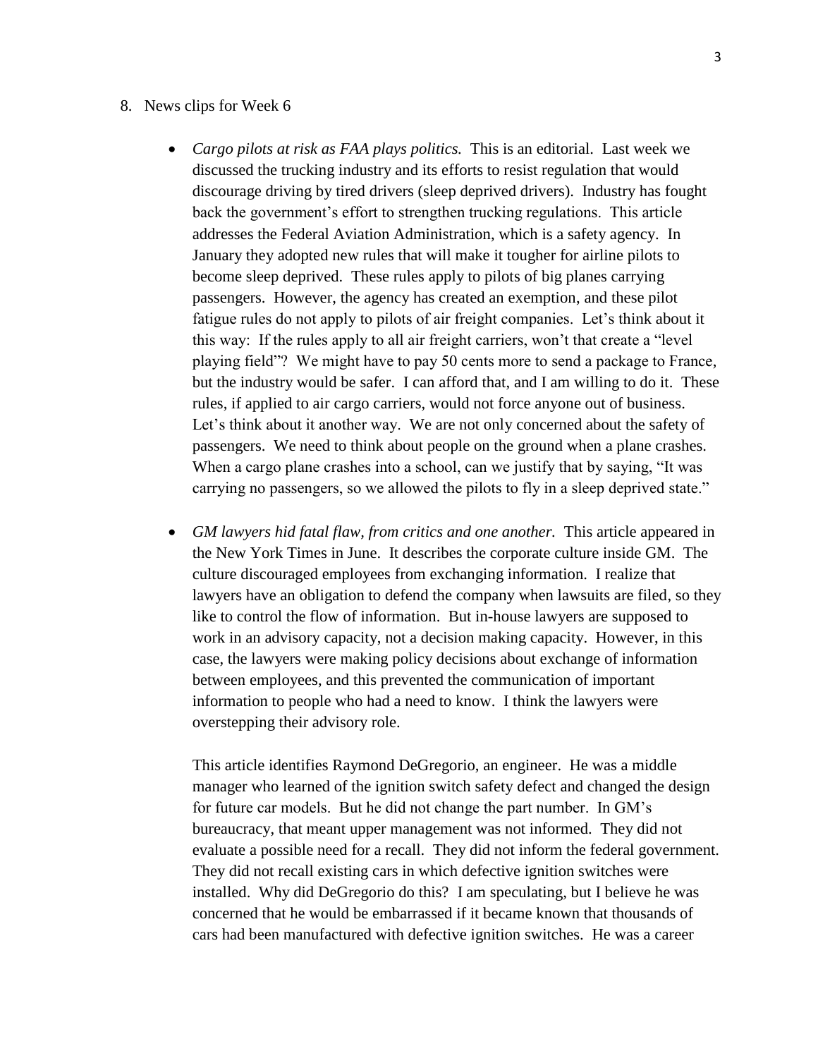8. News clips for Week 6

- *Cargo pilots at risk as FAA plays politics.* This is an editorial. Last week we discussed the trucking industry and its efforts to resist regulation that would discourage driving by tired drivers (sleep deprived drivers). Industry has fought back the government's effort to strengthen trucking regulations. This article addresses the Federal Aviation Administration, which is a safety agency. In January they adopted new rules that will make it tougher for airline pilots to become sleep deprived. These rules apply to pilots of big planes carrying passengers. However, the agency has created an exemption, and these pilot fatigue rules do not apply to pilots of air freight companies. Let's think about it this way: If the rules apply to all air freight carriers, won't that create a "level playing field"? We might have to pay 50 cents more to send a package to France, but the industry would be safer. I can afford that, and I am willing to do it. These rules, if applied to air cargo carriers, would not force anyone out of business. Let's think about it another way. We are not only concerned about the safety of passengers. We need to think about people on the ground when a plane crashes. When a cargo plane crashes into a school, can we justify that by saying, "It was carrying no passengers, so we allowed the pilots to fly in a sleep deprived state."

- *GM lawyers hid fatal flaw, from critics and one another.* This article appeared in the New York Times in June. It describes the corporate culture inside GM. The culture discouraged employees from exchanging information. I realize that lawyers have an obligation to defend the company when lawsuits are filed, so they like to control the flow of information. But in-house lawyers are supposed to work in an advisory capacity, not a decision making capacity. However, in this case, the lawyers were making policy decisions about exchange of information between employees, and this prevented the communication of important information to people who had a need to know. I think the lawyers were overstepping their advisory role.

  This article identifies Raymond DeGregorio, an engineer. He was a middle manager who learned of the ignition switch safety defect and changed the design for future car models. But he did not change the part number. In GM's bureaucracy, that meant upper management was not informed. They did not evaluate a possible need for a recall. They did not inform the federal government. They did not recall existing cars in which defective ignition switches were installed. Why did DeGregorio do this? I am speculating, but I believe he was concerned that he would be embarrassed if it became known that thousands of cars had been manufactured with defective ignition switches. He was a career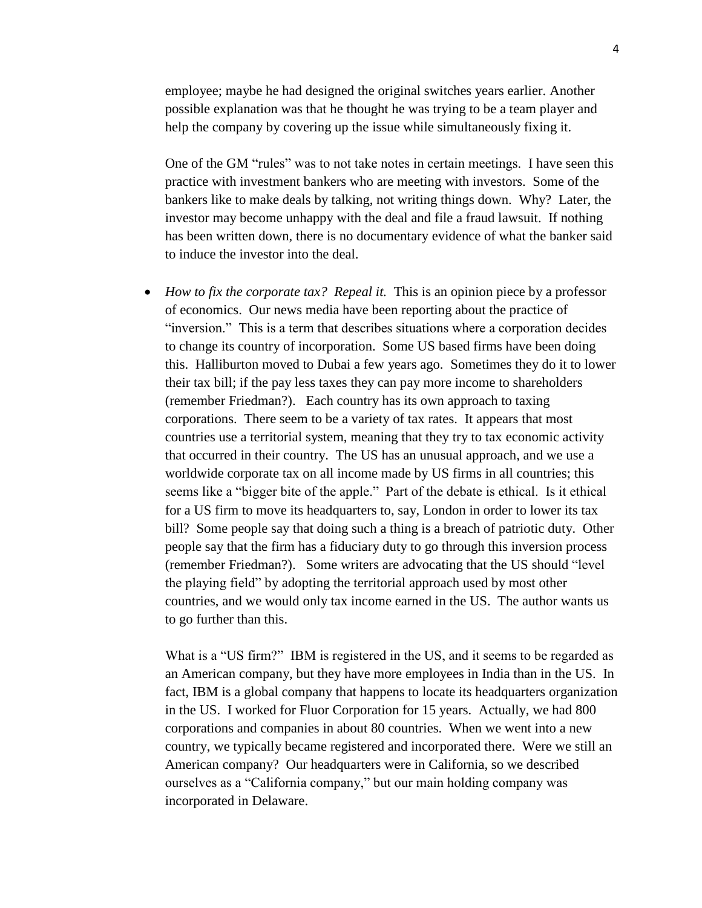employee; maybe he had designed the original switches years earlier. Another possible explanation was that he thought he was trying to be a team player and help the company by covering up the issue while simultaneously fixing it.

One of the GM "rules" was to not take notes in certain meetings. I have seen this practice with investment bankers who are meeting with investors. Some of the bankers like to make deals by talking, not writing things down. Why? Later, the investor may become unhappy with the deal and file a fraud lawsuit. If nothing has been written down, there is no documentary evidence of what the banker said to induce the investor into the deal.

- *How to fix the corporate tax? Repeal it.* This is an opinion piece by a professor of economics. Our news media have been reporting about the practice of "inversion." This is a term that describes situations where a corporation decides to change its country of incorporation. Some US based firms have been doing this. Halliburton moved to Dubai a few years ago. Sometimes they do it to lower their tax bill; if the pay less taxes they can pay more income to shareholders (remember Friedman?). Each country has its own approach to taxing corporations. There seem to be a variety of tax rates. It appears that most countries use a territorial system, meaning that they try to tax economic activity that occurred in their country. The US has an unusual approach, and we use a worldwide corporate tax on all income made by US firms in all countries; this seems like a "bigger bite of the apple." Part of the debate is ethical. Is it ethical for a US firm to move its headquarters to, say, London in order to lower its tax bill? Some people say that doing such a thing is a breach of patriotic duty. Other people say that the firm has a fiduciary duty to go through this inversion process (remember Friedman?). Some writers are advocating that the US should "level the playing field" by adopting the territorial approach used by most other countries, and we would only tax income earned in the US. The author wants us to go further than this.

  What is a "US firm?" IBM is registered in the US, and it seems to be regarded as an American company, but they have more employees in India than in the US. In fact, IBM is a global company that happens to locate its headquarters organization in the US. I worked for Fluor Corporation for 15 years. Actually, we had 800 corporations and companies in about 80 countries. When we went into a new country, we typically became registered and incorporated there. Were we still an American company? Our headquarters were in California, so we described ourselves as a "California company," but our main holding company was incorporated in Delaware.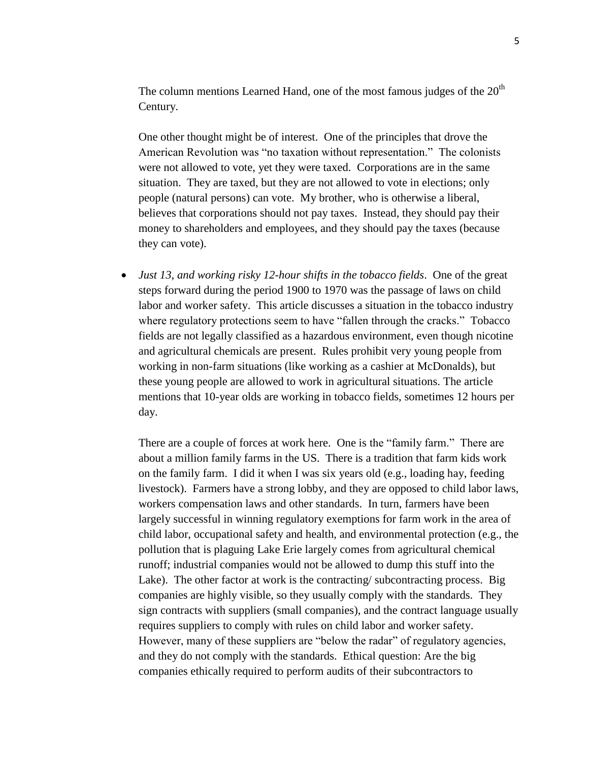The column mentions Learned Hand, one of the most famous judges of the 20th Century.

One other thought might be of interest. One of the principles that drove the American Revolution was "no taxation without representation." The colonists were not allowed to vote, yet they were taxed. Corporations are in the same situation. They are taxed, but they are not allowed to vote in elections; only people (natural persons) can vote. My brother, who is otherwise a liberal, believes that corporations should not pay taxes. Instead, they should pay their money to shareholders and employees, and they should pay the taxes (because they can vote).

- *Just 13, and working risky 12-hour shifts in the tobacco fields*. One of the great steps forward during the period 1900 to 1970 was the passage of laws on child labor and worker safety. This article discusses a situation in the tobacco industry where regulatory protections seem to have "fallen through the cracks." Tobacco fields are not legally classified as a hazardous environment, even though nicotine and agricultural chemicals are present. Rules prohibit very young people from working in non-farm situations (like working as a cashier at McDonalds), but these young people are allowed to work in agricultural situations. The article mentions that 10-year olds are working in tobacco fields, sometimes 12 hours per day.

  There are a couple of forces at work here. One is the "family farm." There are about a million family farms in the US. There is a tradition that farm kids work on the family farm. I did it when I was six years old (e.g., loading hay, feeding livestock). Farmers have a strong lobby, and they are opposed to child labor laws, workers compensation laws and other standards. In turn, farmers have been largely successful in winning regulatory exemptions for farm work in the area of child labor, occupational safety and health, and environmental protection (e.g., the pollution that is plaguing Lake Erie largely comes from agricultural chemical runoff; industrial companies would not be allowed to dump this stuff into the Lake). The other factor at work is the contracting/ subcontracting process. Big companies are highly visible, so they usually comply with the standards. They sign contracts with suppliers (small companies), and the contract language usually requires suppliers to comply with rules on child labor and worker safety. However, many of these suppliers are "below the radar" of regulatory agencies, and they do not comply with the standards. Ethical question: Are the big companies ethically required to perform audits of their subcontractors to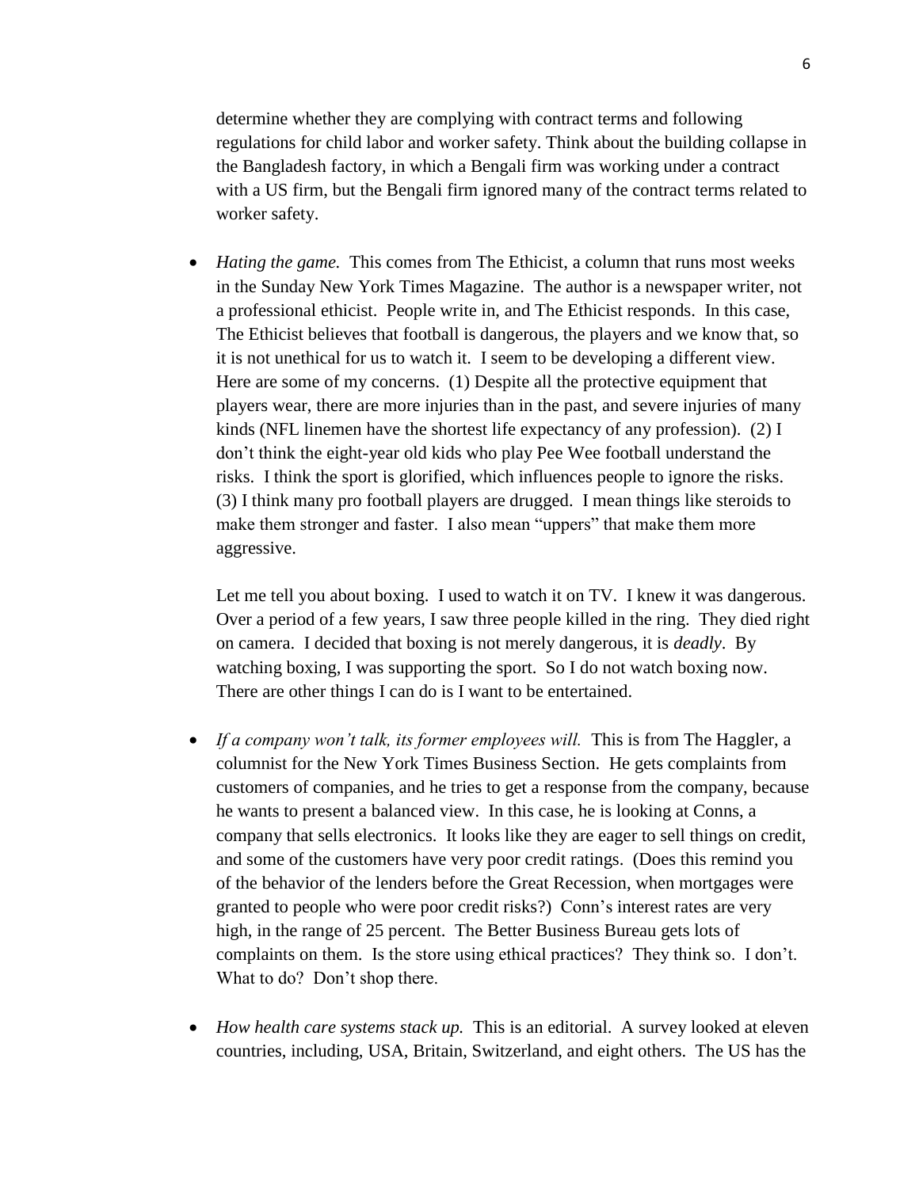determine whether they are complying with contract terms and following regulations for child labor and worker safety. Think about the building collapse in the Bangladesh factory, in which a Bengali firm was working under a contract with a US firm, but the Bengali firm ignored many of the contract terms related to worker safety.

- *Hating the game.* This comes from The Ethicist, a column that runs most weeks in the Sunday New York Times Magazine. The author is a newspaper writer, not a professional ethicist. People write in, and The Ethicist responds. In this case, The Ethicist believes that football is dangerous, the players and we know that, so it is not unethical for us to watch it. I seem to be developing a different view. Here are some of my concerns. (1) Despite all the protective equipment that players wear, there are more injuries than in the past, and severe injuries of many kinds (NFL linemen have the shortest life expectancy of any profession). (2) I don't think the eight-year old kids who play Pee Wee football understand the risks. I think the sport is glorified, which influences people to ignore the risks. (3) I think many pro football players are drugged. I mean things like steroids to make them stronger and faster. I also mean "uppers" that make them more aggressive.

  Let me tell you about boxing. I used to watch it on TV. I knew it was dangerous. Over a period of a few years, I saw three people killed in the ring. They died right on camera. I decided that boxing is not merely dangerous, it is *deadly*. By watching boxing, I was supporting the sport. So I do not watch boxing now. There are other things I can do is I want to be entertained.

- *If a company won't talk, its former employees will.* This is from The Haggler, a columnist for the New York Times Business Section. He gets complaints from customers of companies, and he tries to get a response from the company, because he wants to present a balanced view. In this case, he is looking at Conns, a company that sells electronics. It looks like they are eager to sell things on credit, and some of the customers have very poor credit ratings. (Does this remind you of the behavior of the lenders before the Great Recession, when mortgages were granted to people who were poor credit risks?) Conn's interest rates are very high, in the range of 25 percent. The Better Business Bureau gets lots of complaints on them. Is the store using ethical practices? They think so. I don't. What to do? Don't shop there.

- *How health care systems stack up.* This is an editorial. A survey looked at eleven countries, including, USA, Britain, Switzerland, and eight others. The US has the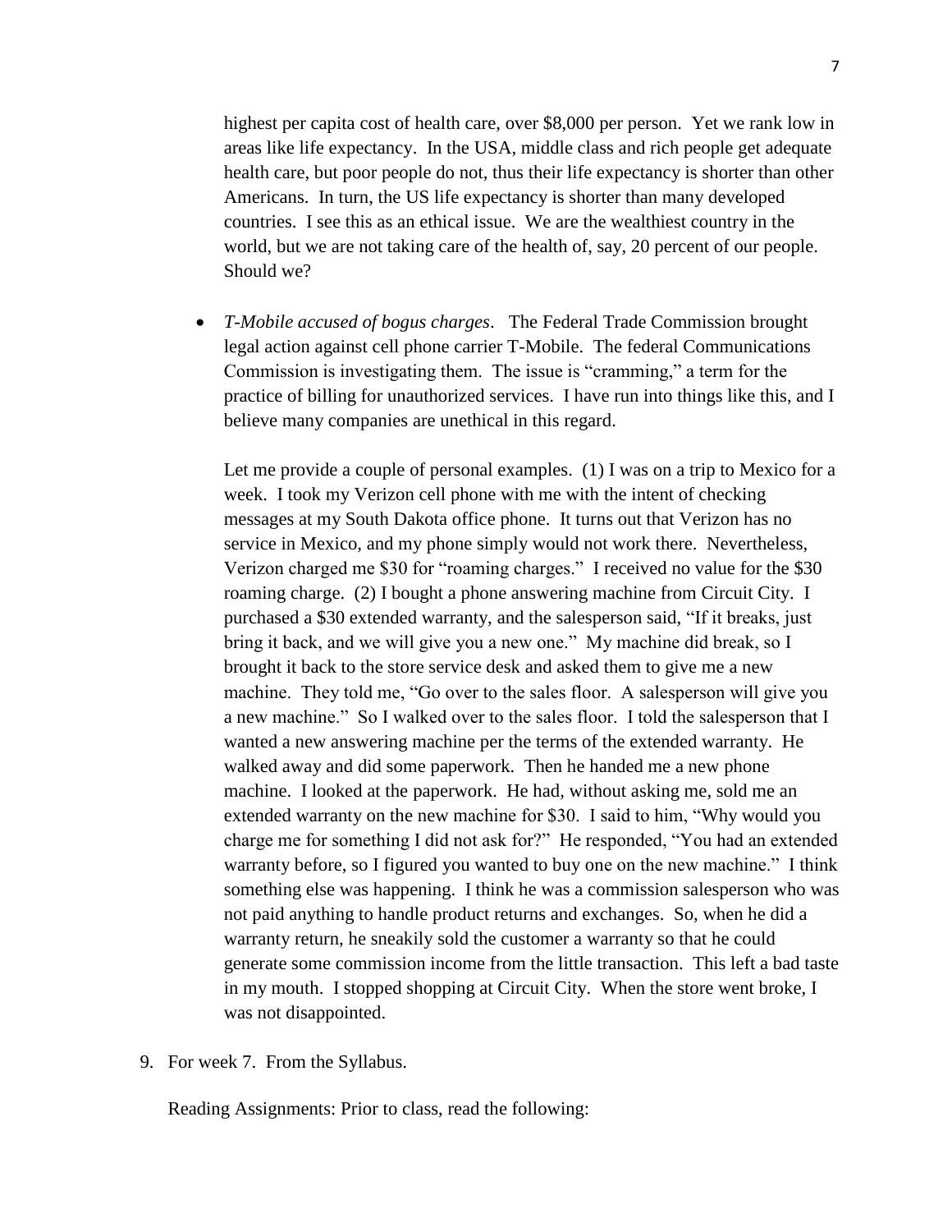highest per capita cost of health care, over $8,000 per person. Yet we rank low in areas like life expectancy. In the USA, middle class and rich people get adequate health care, but poor people do not, thus their life expectancy is shorter than other Americans. In turn, the US life expectancy is shorter than many developed countries. I see this as an ethical issue. We are the wealthiest country in the world, but we are not taking care of the health of, say, 20 percent of our people. Should we?

- *T-Mobile accused of bogus charges*. The Federal Trade Commission brought legal action against cell phone carrier T-Mobile. The federal Communications Commission is investigating them. The issue is "cramming," a term for the practice of billing for unauthorized services. I have run into things like this, and I believe many companies are unethical in this regard.

  Let me provide a couple of personal examples. (1) I was on a trip to Mexico for a week. I took my Verizon cell phone with me with the intent of checking messages at my South Dakota office phone. It turns out that Verizon has no service in Mexico, and my phone simply would not work there. Nevertheless, Verizon charged me $30 for "roaming charges." I received no value for the $30 roaming charge. (2) I bought a phone answering machine from Circuit City. I purchased a $30 extended warranty, and the salesperson said, "If it breaks, just bring it back, and we will give you a new one." My machine did break, so I brought it back to the store service desk and asked them to give me a new machine. They told me, "Go over to the sales floor. A salesperson will give you a new machine." So I walked over to the sales floor. I told the salesperson that I wanted a new answering machine per the terms of the extended warranty. He walked away and did some paperwork. Then he handed me a new phone machine. I looked at the paperwork. He had, without asking me, sold me an extended warranty on the new machine for $30. I said to him, "Why would you charge me for something I did not ask for?" He responded, "You had an extended warranty before, so I figured you wanted to buy one on the new machine." I think something else was happening. I think he was a commission salesperson who was not paid anything to handle product returns and exchanges. So, when he did a warranty return, he sneakily sold the customer a warranty so that he could generate some commission income from the little transaction. This left a bad taste in my mouth. I stopped shopping at Circuit City. When the store went broke, I was not disappointed.

9. For week 7. From the Syllabus.

   Reading Assignments: Prior to class, read the following: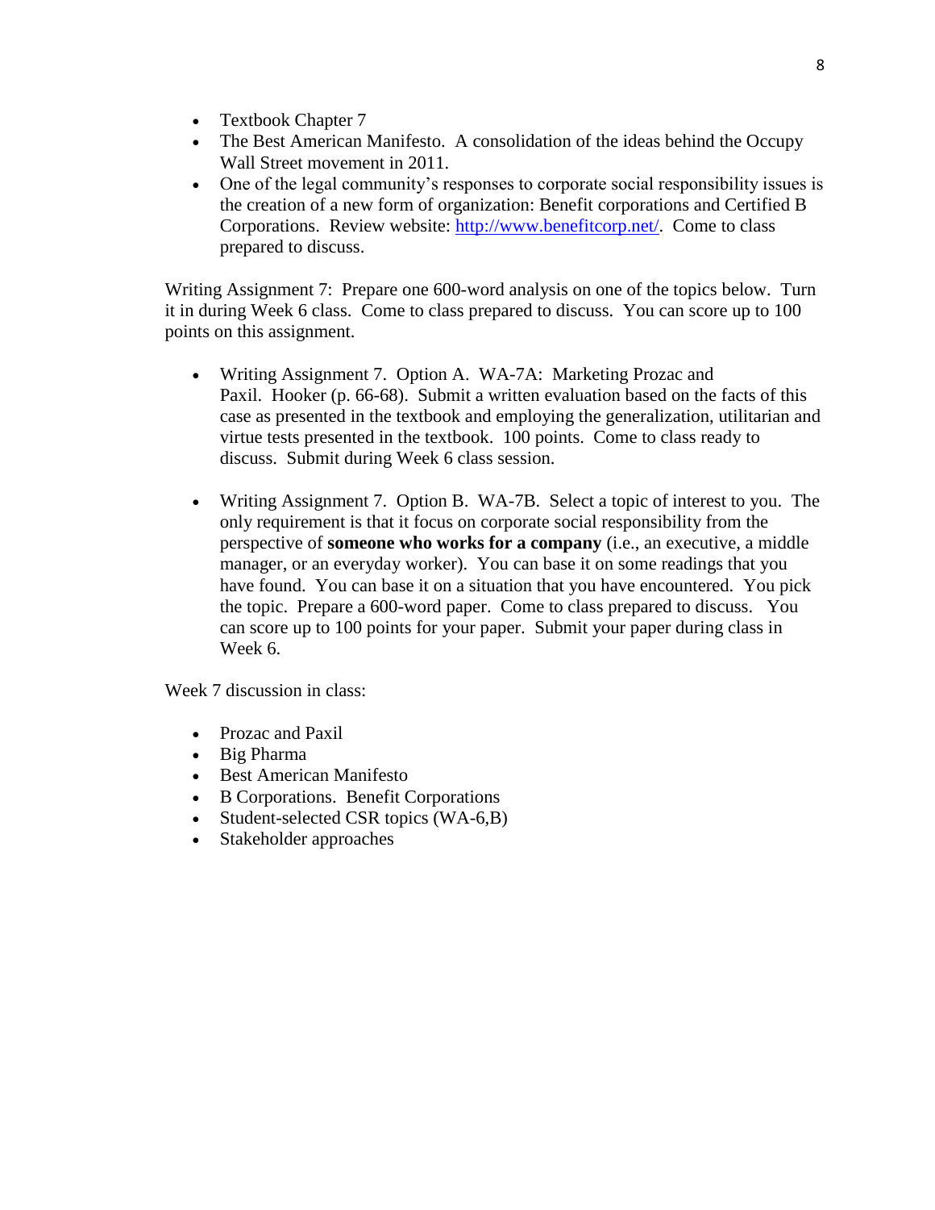- Textbook Chapter 7
- The Best American Manifesto. A consolidation of the ideas behind the Occupy Wall Street movement in 2011.
- One of the legal community's responses to corporate social responsibility issues is the creation of a new form of organization: Benefit corporations and Certified B Corporations. Review website: [http://www.benefitcorp.net/](http://www.benefitcorp.net/). Come to class prepared to discuss.

Writing Assignment 7: Prepare one 600-word analysis on one of the topics below. Turn it in during Week 6 class. Come to class prepared to discuss. You can score up to 100 points on this assignment.

- Writing Assignment 7. Option A. WA-7A: Marketing Prozac and Paxil. Hooker (p. 66-68). Submit a written evaluation based on the facts of this case as presented in the textbook and employing the generalization, utilitarian and virtue tests presented in the textbook. 100 points. Come to class ready to discuss. Submit during Week 6 class session.

- Writing Assignment 7. Option B. WA-7B. Select a topic of interest to you. The only requirement is that it focus on corporate social responsibility from the perspective of **someone who works for a company** (i.e., an executive, a middle manager, or an everyday worker). You can base it on some readings that you have found. You can base it on a situation that you have encountered. You pick the topic. Prepare a 600-word paper. Come to class prepared to discuss. You can score up to 100 points for your paper. Submit your paper during class in Week 6.

Week 7 discussion in class:

- Prozac and Paxil
- Big Pharma
- Best American Manifesto
- B Corporations. Benefit Corporations
- Student-selected CSR topics (WA-6,B)
- Stakeholder approaches